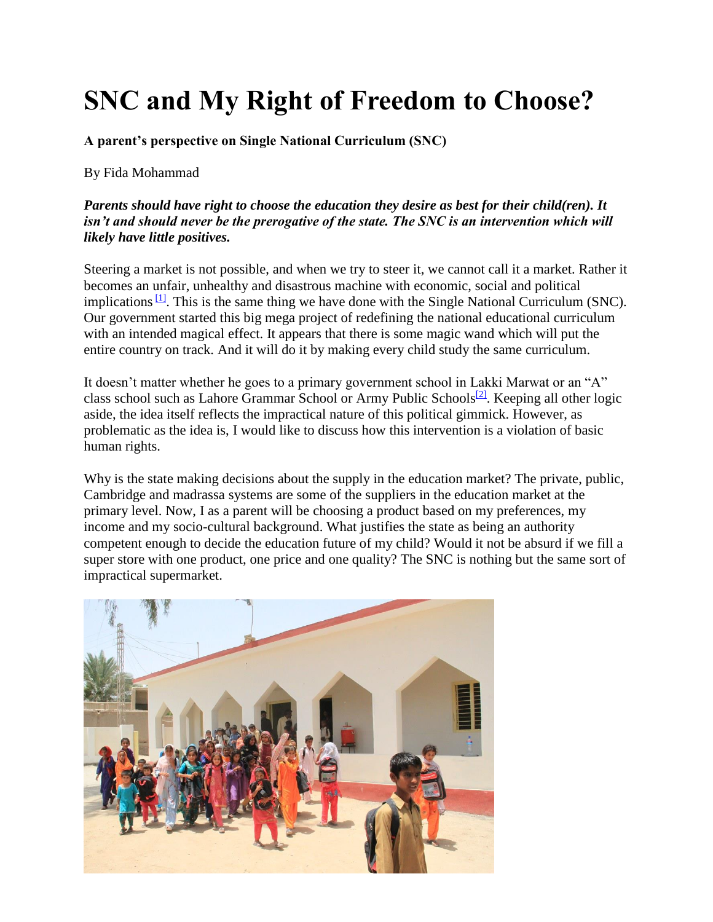# SNC and My Right of Freedom to Choose?

**A parent's perspective on Single National Curriculum (SNC)**

By Fida Mohammad

***Parents should have right to choose the education they desire as best for their child(ren). It isn't and should never be the prerogative of the state. The SNC is an intervention which will likely have little positives.***

Steering a market is not possible, and when we try to steer it, we cannot call it a market. Rather it becomes an unfair, unhealthy and disastrous machine with economic, social and political implications [1]. This is the same thing we have done with the Single National Curriculum (SNC). Our government started this big mega project of redefining the national educational curriculum with an intended magical effect. It appears that there is some magic wand which will put the entire country on track. And it will do it by making every child study the same curriculum.

It doesn't matter whether he goes to a primary government school in Lakki Marwat or an "A" class school such as Lahore Grammar School or Army Public Schools[2]. Keeping all other logic aside, the idea itself reflects the impractical nature of this political gimmick. However, as problematic as the idea is, I would like to discuss how this intervention is a violation of basic human rights.

Why is the state making decisions about the supply in the education market? The private, public, Cambridge and madrassa systems are some of the suppliers in the education market at the primary level. Now, I as a parent will be choosing a product based on my preferences, my income and my socio-cultural background. What justifies the state as being an authority competent enough to decide the education future of my child? Would it not be absurd if we fill a super store with one product, one price and one quality? The SNC is nothing but the same sort of impractical supermarket.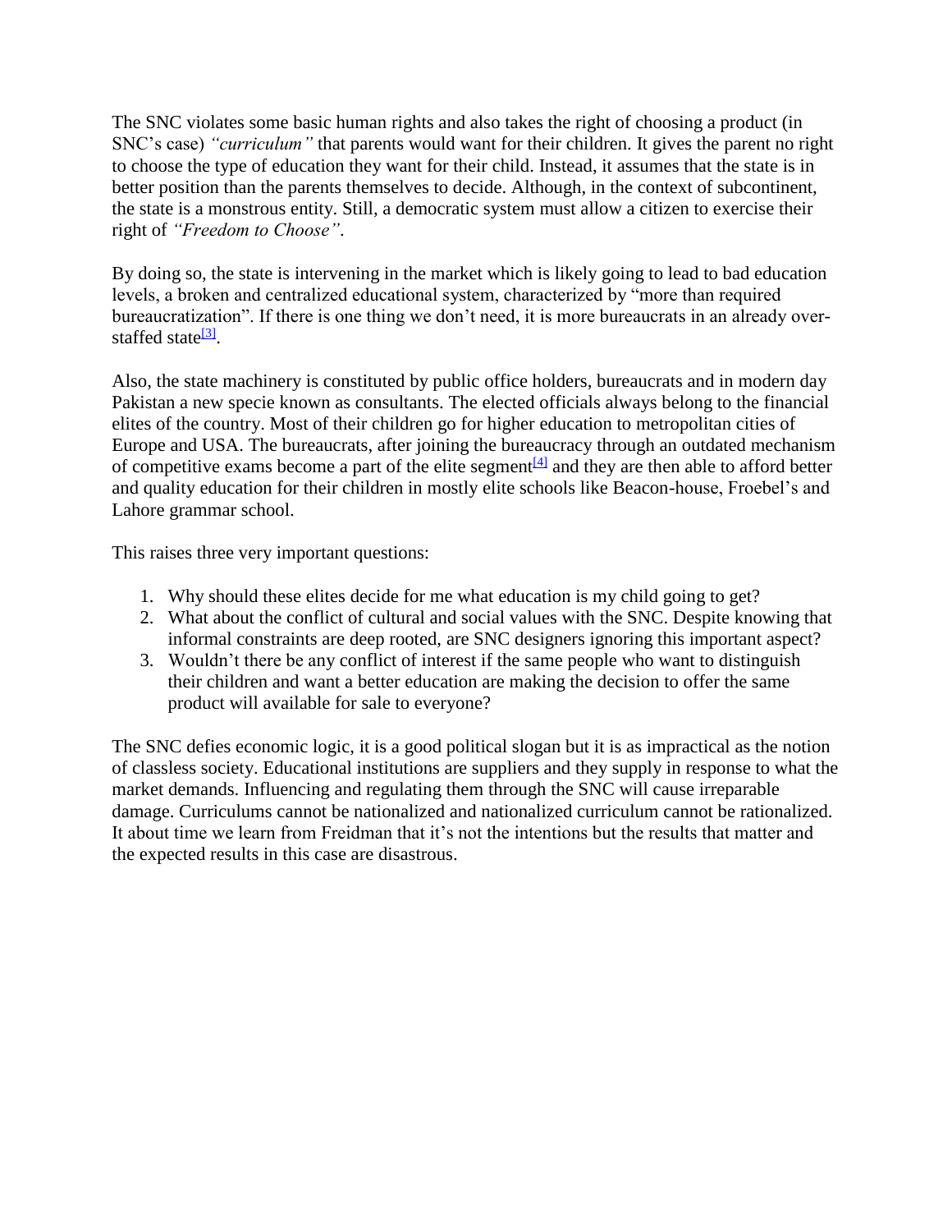The SNC violates some basic human rights and also takes the right of choosing a product (in SNC's case) *"curriculum"* that parents would want for their children. It gives the parent no right to choose the type of education they want for their child. Instead, it assumes that the state is in better position than the parents themselves to decide. Although, in the context of subcontinent, the state is a monstrous entity. Still, a democratic system must allow a citizen to exercise their right of *"Freedom to Choose"*.

By doing so, the state is intervening in the market which is likely going to lead to bad education levels, a broken and centralized educational system, characterized by "more than required bureaucratization". If there is one thing we don't need, it is more bureaucrats in an already over-staffed state[3].

Also, the state machinery is constituted by public office holders, bureaucrats and in modern day Pakistan a new specie known as consultants. The elected officials always belong to the financial elites of the country. Most of their children go for higher education to metropolitan cities of Europe and USA. The bureaucrats, after joining the bureaucracy through an outdated mechanism of competitive exams become a part of the elite segment[4] and they are then able to afford better and quality education for their children in mostly elite schools like Beacon-house, Froebel's and Lahore grammar school.

This raises three very important questions:

1. Why should these elites decide for me what education is my child going to get?
2. What about the conflict of cultural and social values with the SNC. Despite knowing that informal constraints are deep rooted, are SNC designers ignoring this important aspect?
3. Wouldn't there be any conflict of interest if the same people who want to distinguish their children and want a better education are making the decision to offer the same product will available for sale to everyone?

The SNC defies economic logic, it is a good political slogan but it is as impractical as the notion of classless society. Educational institutions are suppliers and they supply in response to what the market demands. Influencing and regulating them through the SNC will cause irreparable damage. Curriculums cannot be nationalized and nationalized curriculum cannot be rationalized. It about time we learn from Freidman that it's not the intentions but the results that matter and the expected results in this case are disastrous.